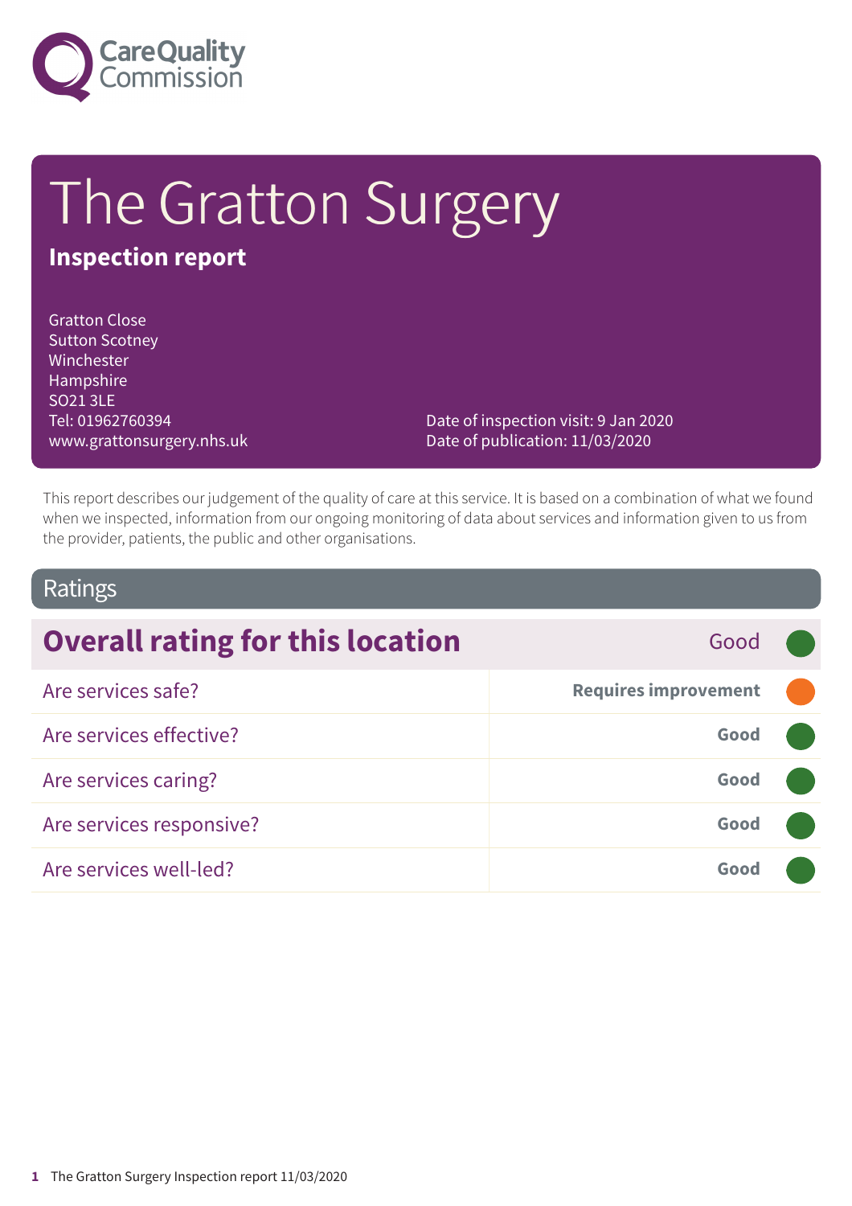Care Quality Commission

# The Gratton Surgery

## Inspection report

Gratton Close
Sutton Scotney
Winchester
Hampshire
SO21 3LE
Tel: 01962760394
www.grattonsurgery.nhs.uk

Date of inspection visit: 9 Jan 2020
Date of publication: 11/03/2020

This report describes our judgement of the quality of care at this service. It is based on a combination of what we found when we inspected, information from our ongoing monitoring of data about services and information given to us from the provider, patients, the public and other organisations.

## Ratings

| Overall rating for this location | Good |
|---|---|
| Are services safe? | Requires improvement |
| Are services effective? | Good |
| Are services caring? | Good |
| Are services responsive? | Good |
| Are services well-led? | Good |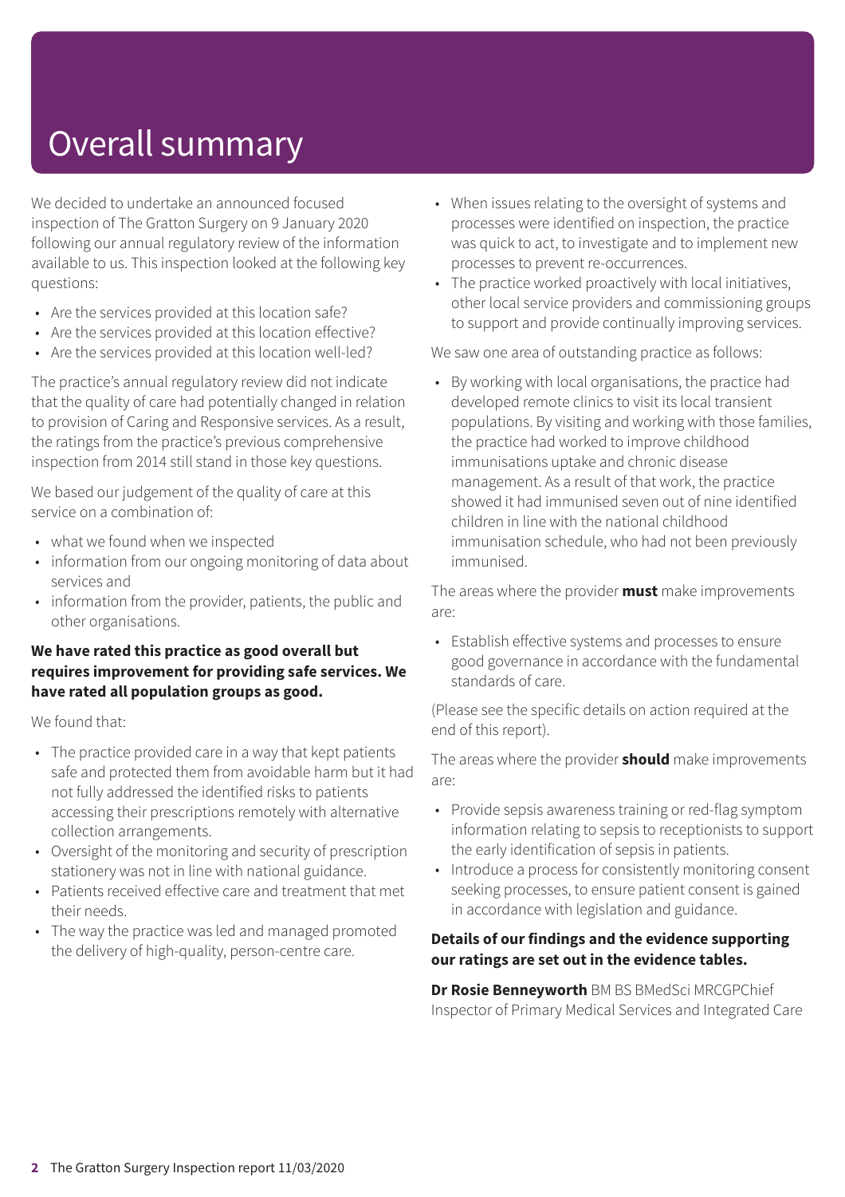# Overall summary

We decided to undertake an announced focused inspection of The Gratton Surgery on 9 January 2020 following our annual regulatory review of the information available to us. This inspection looked at the following key questions:

- Are the services provided at this location safe?
- Are the services provided at this location effective?
- Are the services provided at this location well-led?

The practice's annual regulatory review did not indicate that the quality of care had potentially changed in relation to provision of Caring and Responsive services. As a result, the ratings from the practice's previous comprehensive inspection from 2014 still stand in those key questions.

We based our judgement of the quality of care at this service on a combination of:

- what we found when we inspected
- information from our ongoing monitoring of data about services and
- information from the provider, patients, the public and other organisations.

**We have rated this practice as good overall but requires improvement for providing safe services. We have rated all population groups as good.**

We found that:

- The practice provided care in a way that kept patients safe and protected them from avoidable harm but it had not fully addressed the identified risks to patients accessing their prescriptions remotely with alternative collection arrangements.
- Oversight of the monitoring and security of prescription stationery was not in line with national guidance.
- Patients received effective care and treatment that met their needs.
- The way the practice was led and managed promoted the delivery of high-quality, person-centre care.
- When issues relating to the oversight of systems and processes were identified on inspection, the practice was quick to act, to investigate and to implement new processes to prevent re-occurrences.
- The practice worked proactively with local initiatives, other local service providers and commissioning groups to support and provide continually improving services.

We saw one area of outstanding practice as follows:

- By working with local organisations, the practice had developed remote clinics to visit its local transient populations. By visiting and working with those families, the practice had worked to improve childhood immunisations uptake and chronic disease management. As a result of that work, the practice showed it had immunised seven out of nine identified children in line with the national childhood immunisation schedule, who had not been previously immunised.

The areas where the provider **must** make improvements are:

- Establish effective systems and processes to ensure good governance in accordance with the fundamental standards of care.

(Please see the specific details on action required at the end of this report).

The areas where the provider **should** make improvements are:

- Provide sepsis awareness training or red-flag symptom information relating to sepsis to receptionists to support the early identification of sepsis in patients.
- Introduce a process for consistently monitoring consent seeking processes, to ensure patient consent is gained in accordance with legislation and guidance.

**Details of our findings and the evidence supporting our ratings are set out in the evidence tables.**

**Dr Rosie Benneyworth** BM BS BMedSci MRCGPChief Inspector of Primary Medical Services and Integrated Care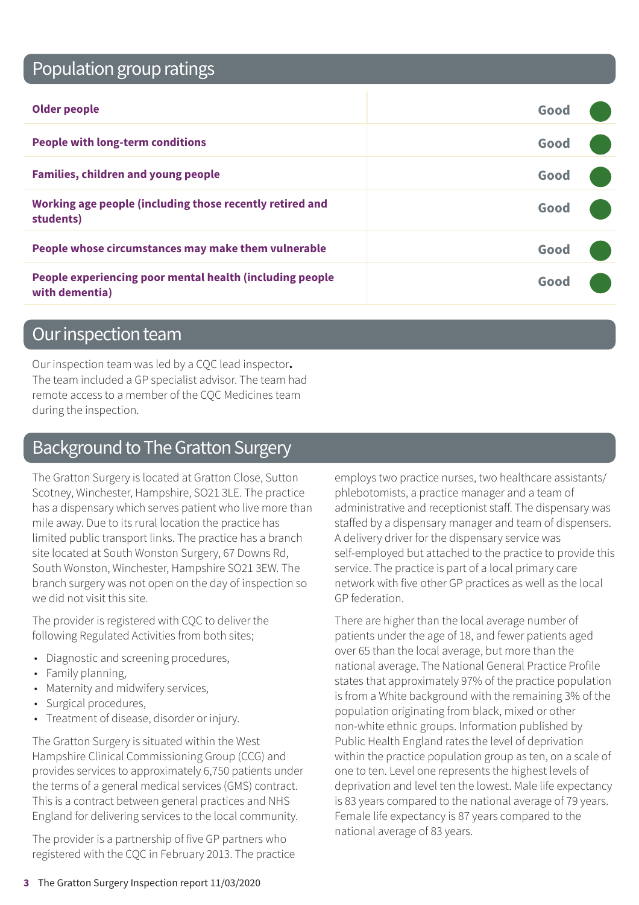## Population group ratings

| | |
|---|---|
| **Older people** | Good |
| **People with long-term conditions** | Good |
| **Families, children and young people** | Good |
| **Working age people (including those recently retired and students)** | Good |
| **People whose circumstances may make them vulnerable** | Good |
| **People experiencing poor mental health (including people with dementia)** | Good |

## Our inspection team

Our inspection team was led by a CQC lead inspector**.** The team included a GP specialist advisor. The team had remote access to a member of the CQC Medicines team during the inspection.

## Background to The Gratton Surgery

The Gratton Surgery is located at Gratton Close, Sutton Scotney, Winchester, Hampshire, SO21 3LE. The practice has a dispensary which serves patient who live more than mile away. Due to its rural location the practice has limited public transport links. The practice has a branch site located at South Wonston Surgery, 67 Downs Rd, South Wonston, Winchester, Hampshire SO21 3EW. The branch surgery was not open on the day of inspection so we did not visit this site.

The provider is registered with CQC to deliver the following Regulated Activities from both sites;

- Diagnostic and screening procedures,
- Family planning,
- Maternity and midwifery services,
- Surgical procedures,
- Treatment of disease, disorder or injury.

The Gratton Surgery is situated within the West Hampshire Clinical Commissioning Group (CCG) and provides services to approximately 6,750 patients under the terms of a general medical services (GMS) contract. This is a contract between general practices and NHS England for delivering services to the local community.

The provider is a partnership of five GP partners who registered with the CQC in February 2013. The practice employs two practice nurses, two healthcare assistants/ phlebotomists, a practice manager and a team of administrative and receptionist staff. The dispensary was staffed by a dispensary manager and team of dispensers. A delivery driver for the dispensary service was self-employed but attached to the practice to provide this service. The practice is part of a local primary care network with five other GP practices as well as the local GP federation.

There are higher than the local average number of patients under the age of 18, and fewer patients aged over 65 than the local average, but more than the national average. The National General Practice Profile states that approximately 97% of the practice population is from a White background with the remaining 3% of the population originating from black, mixed or other non-white ethnic groups. Information published by Public Health England rates the level of deprivation within the practice population group as ten, on a scale of one to ten. Level one represents the highest levels of deprivation and level ten the lowest. Male life expectancy is 83 years compared to the national average of 79 years. Female life expectancy is 87 years compared to the national average of 83 years.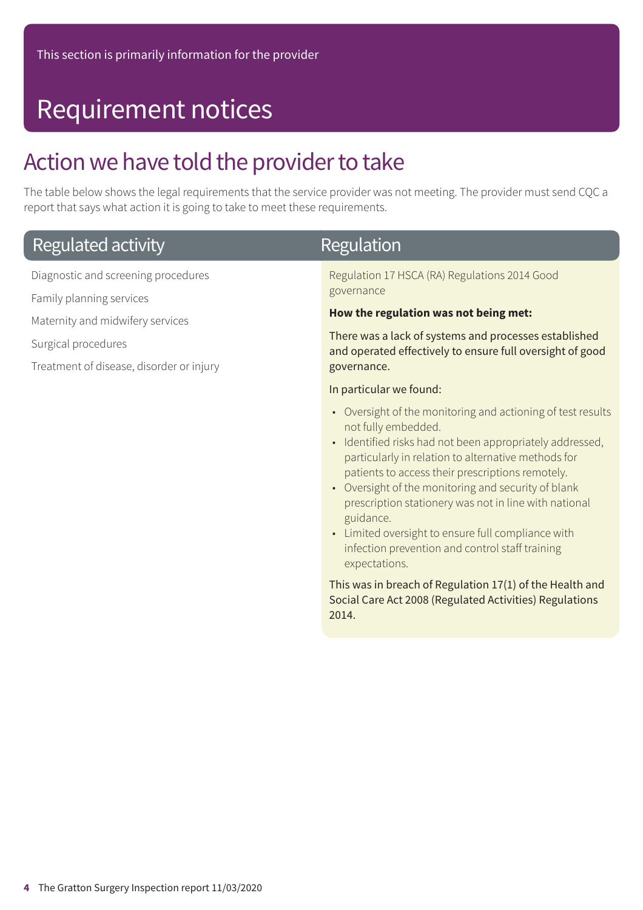This section is primarily information for the provider

# Requirement notices

## Action we have told the provider to take

The table below shows the legal requirements that the service provider was not meeting. The provider must send CQC a report that says what action it is going to take to meet these requirements.

| Regulated activity | Regulation |
|---|---|
| Diagnostic and screening procedures<br>Family planning services<br>Maternity and midwifery services<br>Surgical procedures<br>Treatment of disease, disorder or injury | Regulation 17 HSCA (RA) Regulations 2014 Good governance<br><br>**How the regulation was not being met:**<br><br>There was a lack of systems and processes established and operated effectively to ensure full oversight of good governance.<br><br>In particular we found:<br><br>• Oversight of the monitoring and actioning of test results not fully embedded.<br>• Identified risks had not been appropriately addressed, particularly in relation to alternative methods for patients to access their prescriptions remotely.<br>• Oversight of the monitoring and security of blank prescription stationery was not in line with national guidance.<br>• Limited oversight to ensure full compliance with infection prevention and control staff training expectations.<br><br>This was in breach of Regulation 17(1) of the Health and Social Care Act 2008 (Regulated Activities) Regulations 2014. |